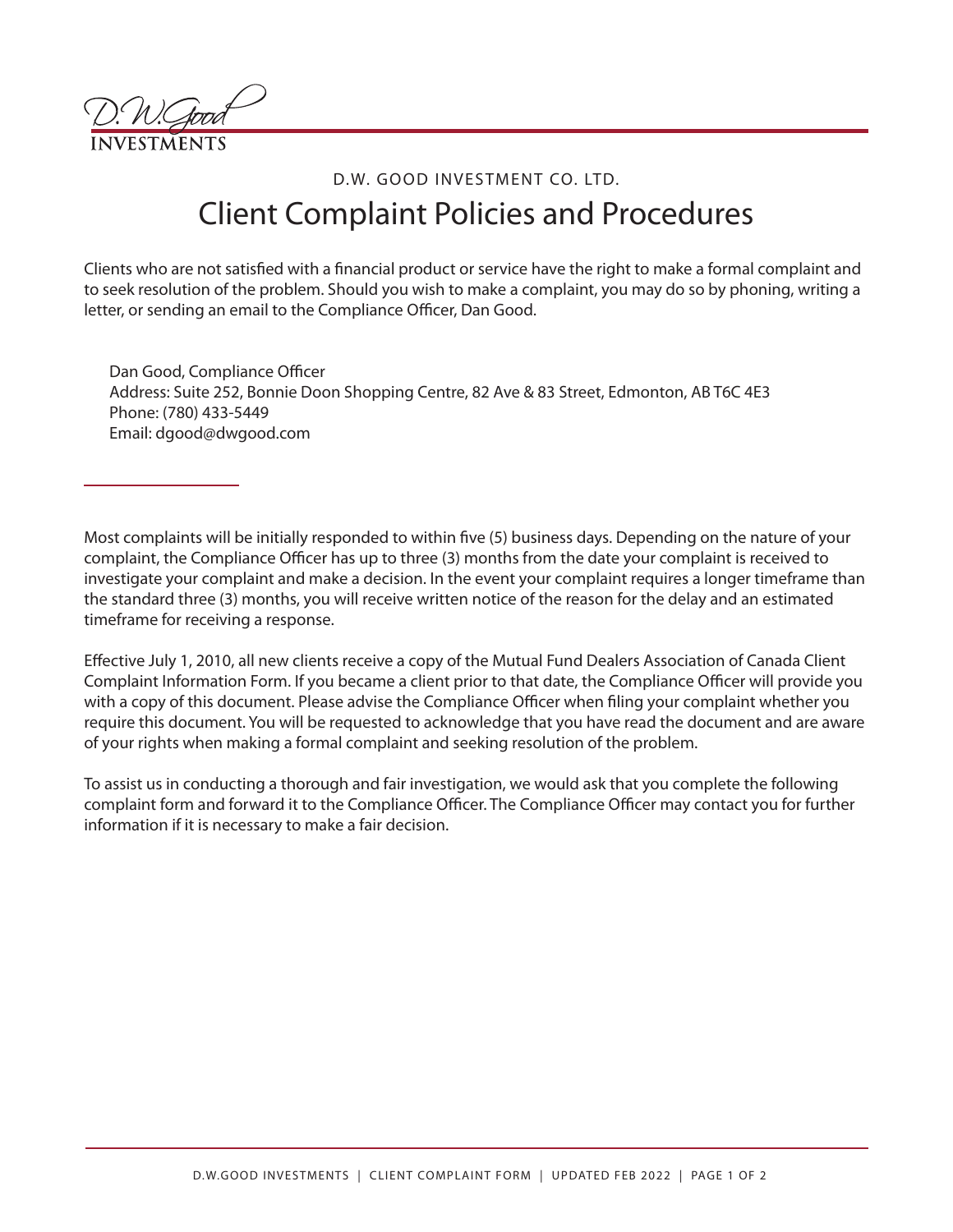D.W. GOOD INVESTMENT CO. LTD.

# Client Complaint Policies and Procedures

Clients who are not satisfied with a financial product or service have the right to make a formal complaint and to seek resolution of the problem. Should you wish to make a complaint, you may do so by phoning, writing a letter, or sending an email to the Compliance Officer, Dan Good.

Dan Good, Compliance Officer
Address: Suite 252, Bonnie Doon Shopping Centre, 82 Ave & 83 Street, Edmonton, AB T6C 4E3
Phone: (780) 433-5449
Email: dgood@dwgood.com

---

Most complaints will be initially responded to within five (5) business days. Depending on the nature of your complaint, the Compliance Officer has up to three (3) months from the date your complaint is received to investigate your complaint and make a decision. In the event your complaint requires a longer timeframe than the standard three (3) months, you will receive written notice of the reason for the delay and an estimated timeframe for receiving a response.

Effective July 1, 2010, all new clients receive a copy of the Mutual Fund Dealers Association of Canada Client Complaint Information Form. If you became a client prior to that date, the Compliance Officer will provide you with a copy of this document. Please advise the Compliance Officer when filing your complaint whether you require this document. You will be requested to acknowledge that you have read the document and are aware of your rights when making a formal complaint and seeking resolution of the problem.

To assist us in conducting a thorough and fair investigation, we would ask that you complete the following complaint form and forward it to the Compliance Officer. The Compliance Officer may contact you for further information if it is necessary to make a fair decision.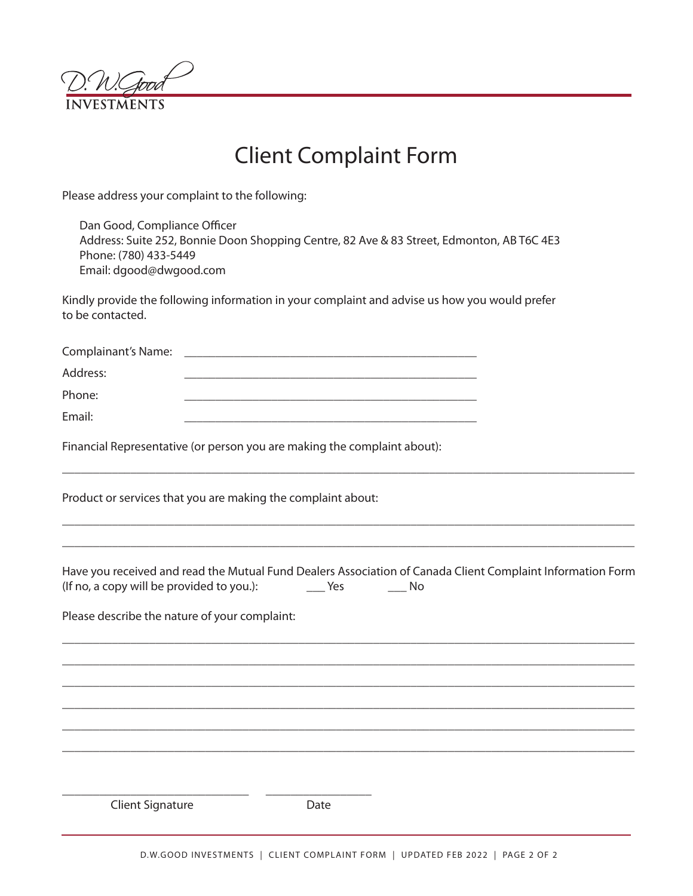D.W.Good
INVESTMENTS

# Client Complaint Form

Please address your complaint to the following:

Dan Good, Compliance Officer
Address: Suite 252, Bonnie Doon Shopping Centre, 82 Ave & 83 Street, Edmonton, AB T6C 4E3
Phone: (780) 433-5449
Email: dgood@dwgood.com

Kindly provide the following information in your complaint and advise us how you would prefer to be contacted.

Complainant's Name: ______________________________________________

Address: ______________________________________________

Phone: ______________________________________________

Email: ______________________________________________

Financial Representative (or person you are making the complaint about):

______________________________________________________________________________

Product or services that you are making the complaint about:

______________________________________________________________________________

______________________________________________________________________________

Have you received and read the Mutual Fund Dealers Association of Canada Client Complaint Information Form (If no, a copy will be provided to you.): ___ Yes ___ No

Please describe the nature of your complaint:

______________________________________________________________________________

______________________________________________________________________________

______________________________________________________________________________

______________________________________________________________________________

______________________________________________________________________________

______________________________________________________________________________

______________________________ ________________
Client Signature Date